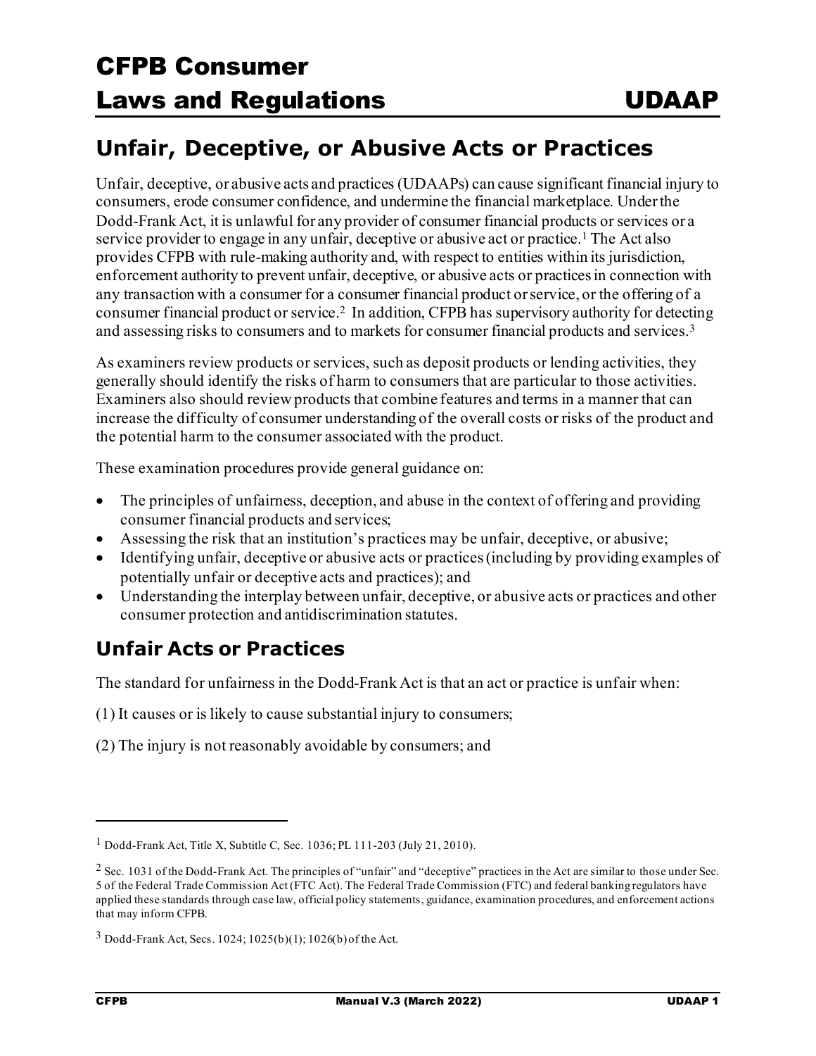# CFPB Consumer Laws and Regulations — UDAAP

## Unfair, Deceptive, or Abusive Acts or Practices

Unfair, deceptive, or abusive acts and practices (UDAAPs) can cause significant financial injury to consumers, erode consumer confidence, and undermine the financial marketplace. Under the Dodd-Frank Act, it is unlawful for any provider of consumer financial products or services or a service provider to engage in any unfair, deceptive or abusive act or practice.[1] The Act also provides CFPB with rule-making authority and, with respect to entities within its jurisdiction, enforcement authority to prevent unfair, deceptive, or abusive acts or practices in connection with any transaction with a consumer for a consumer financial product or service, or the offering of a consumer financial product or service.[2] In addition, CFPB has supervisory authority for detecting and assessing risks to consumers and to markets for consumer financial products and services.[3]

As examiners review products or services, such as deposit products or lending activities, they generally should identify the risks of harm to consumers that are particular to those activities. Examiners also should review products that combine features and terms in a manner that can increase the difficulty of consumer understanding of the overall costs or risks of the product and the potential harm to the consumer associated with the product.

These examination procedures provide general guidance on:

- The principles of unfairness, deception, and abuse in the context of offering and providing consumer financial products and services;
- Assessing the risk that an institution's practices may be unfair, deceptive, or abusive;
- Identifying unfair, deceptive or abusive acts or practices (including by providing examples of potentially unfair or deceptive acts and practices); and
- Understanding the interplay between unfair, deceptive, or abusive acts or practices and other consumer protection and antidiscrimination statutes.

## Unfair Acts or Practices

The standard for unfairness in the Dodd-Frank Act is that an act or practice is unfair when:

(1) It causes or is likely to cause substantial injury to consumers;

(2) The injury is not reasonably avoidable by consumers; and

---

[1] Dodd-Frank Act, Title X, Subtitle C, Sec. 1036; PL 111-203 (July 21, 2010).

[2] Sec. 1031 of the Dodd-Frank Act. The principles of "unfair" and "deceptive" practices in the Act are similar to those under Sec. 5 of the Federal Trade Commission Act (FTC Act). The Federal Trade Commission (FTC) and federal banking regulators have applied these standards through case law, official policy statements, guidance, examination procedures, and enforcement actions that may inform CFPB.

[3] Dodd-Frank Act, Secs. 1024; 1025(b)(1); 1026(b) of the Act.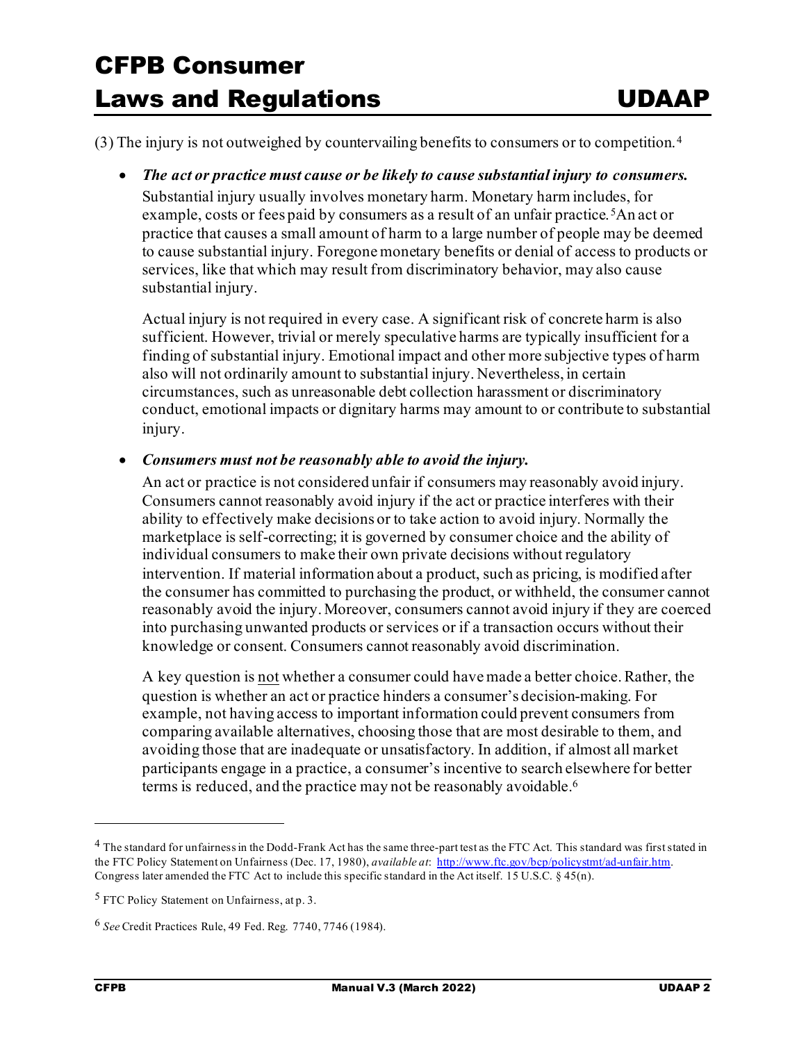(3) The injury is not outweighed by countervailing benefits to consumers or to competition.[4]

- ***The act or practice must cause or be likely to cause substantial injury to consumers.*** Substantial injury usually involves monetary harm. Monetary harm includes, for example, costs or fees paid by consumers as a result of an unfair practice.[5] An act or practice that causes a small amount of harm to a large number of people may be deemed to cause substantial injury. Foregone monetary benefits or denial of access to products or services, like that which may result from discriminatory behavior, may also cause substantial injury.

  Actual injury is not required in every case. A significant risk of concrete harm is also sufficient. However, trivial or merely speculative harms are typically insufficient for a finding of substantial injury. Emotional impact and other more subjective types of harm also will not ordinarily amount to substantial injury. Nevertheless, in certain circumstances, such as unreasonable debt collection harassment or discriminatory conduct, emotional impacts or dignitary harms may amount to or contribute to substantial injury.

- ***Consumers must not be reasonably able to avoid the injury.*** An act or practice is not considered unfair if consumers may reasonably avoid injury. Consumers cannot reasonably avoid injury if the act or practice interferes with their ability to effectively make decisions or to take action to avoid injury. Normally the marketplace is self-correcting; it is governed by consumer choice and the ability of individual consumers to make their own private decisions without regulatory intervention. If material information about a product, such as pricing, is modified after the consumer has committed to purchasing the product, or withheld, the consumer cannot reasonably avoid the injury. Moreover, consumers cannot avoid injury if they are coerced into purchasing unwanted products or services or if a transaction occurs without their knowledge or consent. Consumers cannot reasonably avoid discrimination.

  A key question is <u>not</u> whether a consumer could have made a better choice. Rather, the question is whether an act or practice hinders a consumer's decision-making. For example, not having access to important information could prevent consumers from comparing available alternatives, choosing those that are most desirable to them, and avoiding those that are inadequate or unsatisfactory. In addition, if almost all market participants engage in a practice, a consumer's incentive to search elsewhere for better terms is reduced, and the practice may not be reasonably avoidable.[6]

---

[4] The standard for unfairness in the Dodd-Frank Act has the same three-part test as the FTC Act. This standard was first stated in the FTC Policy Statement on Unfairness (Dec. 17, 1980), *available at*: http://www.ftc.gov/bcp/policystmt/ad-unfair.htm. Congress later amended the FTC Act to include this specific standard in the Act itself. 15 U.S.C. § 45(n).

[5] FTC Policy Statement on Unfairness, at p. 3.

[6] *See* Credit Practices Rule, 49 Fed. Reg. 7740, 7746 (1984).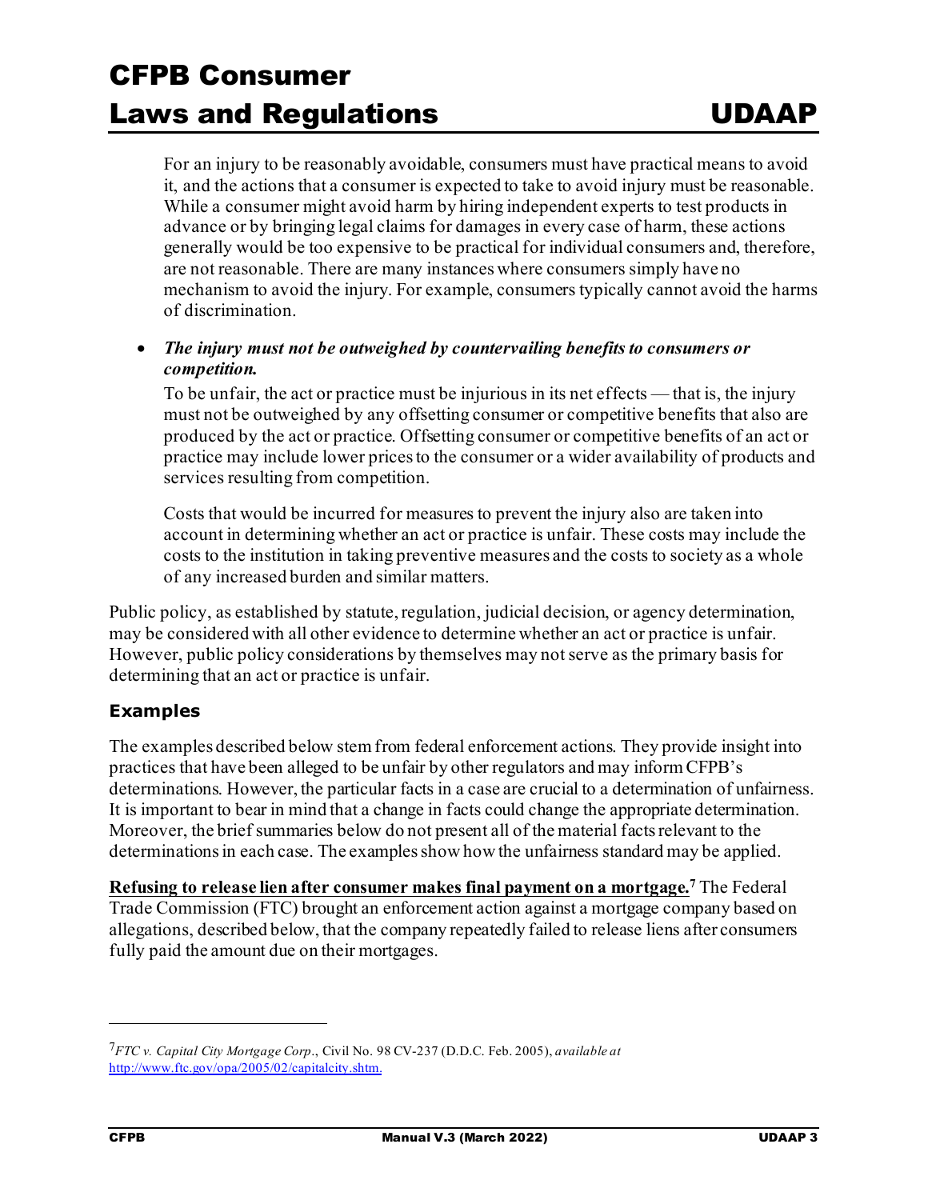For an injury to be reasonably avoidable, consumers must have practical means to avoid it, and the actions that a consumer is expected to take to avoid injury must be reasonable. While a consumer might avoid harm by hiring independent experts to test products in advance or by bringing legal claims for damages in every case of harm, these actions generally would be too expensive to be practical for individual consumers and, therefore, are not reasonable. There are many instances where consumers simply have no mechanism to avoid the injury. For example, consumers typically cannot avoid the harms of discrimination.

- ***The injury must not be outweighed by countervailing benefits to consumers or competition.***

  To be unfair, the act or practice must be injurious in its net effects — that is, the injury must not be outweighed by any offsetting consumer or competitive benefits that also are produced by the act or practice. Offsetting consumer or competitive benefits of an act or practice may include lower prices to the consumer or a wider availability of products and services resulting from competition.

  Costs that would be incurred for measures to prevent the injury also are taken into account in determining whether an act or practice is unfair. These costs may include the costs to the institution in taking preventive measures and the costs to society as a whole of any increased burden and similar matters.

Public policy, as established by statute, regulation, judicial decision, or agency determination, may be considered with all other evidence to determine whether an act or practice is unfair. However, public policy considerations by themselves may not serve as the primary basis for determining that an act or practice is unfair.

### Examples

The examples described below stem from federal enforcement actions. They provide insight into practices that have been alleged to be unfair by other regulators and may inform CFPB's determinations. However, the particular facts in a case are crucial to a determination of unfairness. It is important to bear in mind that a change in facts could change the appropriate determination. Moreover, the brief summaries below do not present all of the material facts relevant to the determinations in each case. The examples show how the unfairness standard may be applied.

**Refusing to release lien after consumer makes final payment on a mortgage.**[7] The Federal Trade Commission (FTC) brought an enforcement action against a mortgage company based on allegations, described below, that the company repeatedly failed to release liens after consumers fully paid the amount due on their mortgages.

---

[7] *FTC v. Capital City Mortgage Corp*., Civil No. 98 CV-237 (D.D.C. Feb. 2005), *available at* http://www.ftc.gov/opa/2005/02/capitalcity.shtm.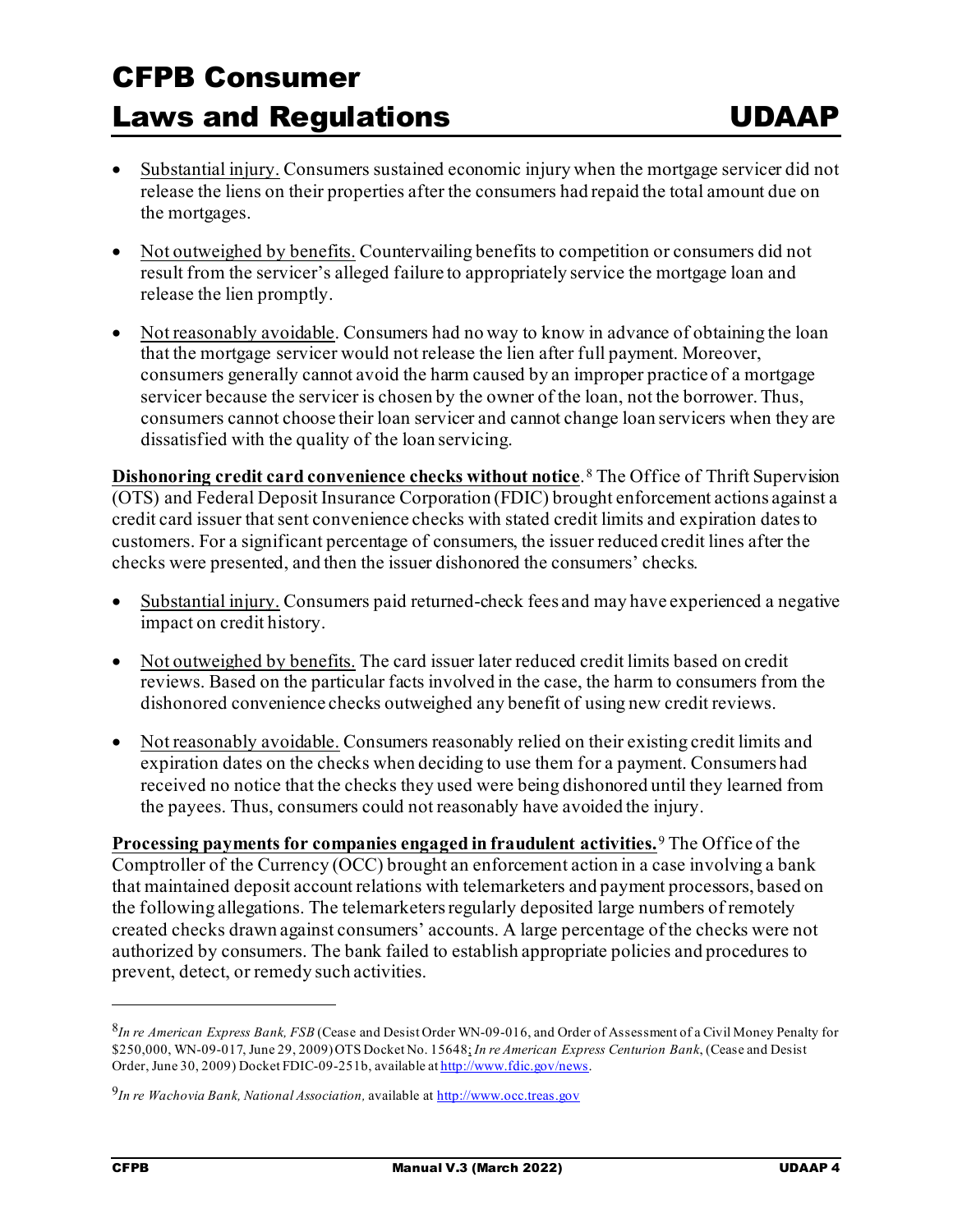- Substantial injury. Consumers sustained economic injury when the mortgage servicer did not release the liens on their properties after the consumers had repaid the total amount due on the mortgages.

- Not outweighed by benefits. Countervailing benefits to competition or consumers did not result from the servicer's alleged failure to appropriately service the mortgage loan and release the lien promptly.

- Not reasonably avoidable. Consumers had no way to know in advance of obtaining the loan that the mortgage servicer would not release the lien after full payment. Moreover, consumers generally cannot avoid the harm caused by an improper practice of a mortgage servicer because the servicer is chosen by the owner of the loan, not the borrower. Thus, consumers cannot choose their loan servicer and cannot change loan servicers when they are dissatisfied with the quality of the loan servicing.

**Dishonoring credit card convenience checks without notice**.[8] The Office of Thrift Supervision (OTS) and Federal Deposit Insurance Corporation (FDIC) brought enforcement actions against a credit card issuer that sent convenience checks with stated credit limits and expiration dates to customers. For a significant percentage of consumers, the issuer reduced credit lines after the checks were presented, and then the issuer dishonored the consumers' checks.

- Substantial injury. Consumers paid returned-check fees and may have experienced a negative impact on credit history.

- Not outweighed by benefits. The card issuer later reduced credit limits based on credit reviews. Based on the particular facts involved in the case, the harm to consumers from the dishonored convenience checks outweighed any benefit of using new credit reviews.

- Not reasonably avoidable. Consumers reasonably relied on their existing credit limits and expiration dates on the checks when deciding to use them for a payment. Consumers had received no notice that the checks they used were being dishonored until they learned from the payees. Thus, consumers could not reasonably have avoided the injury.

**Processing payments for companies engaged in fraudulent activities.**[9] The Office of the Comptroller of the Currency (OCC) brought an enforcement action in a case involving a bank that maintained deposit account relations with telemarketers and payment processors, based on the following allegations. The telemarketers regularly deposited large numbers of remotely created checks drawn against consumers' accounts. A large percentage of the checks were not authorized by consumers. The bank failed to establish appropriate policies and procedures to prevent, detect, or remedy such activities.

---

[8] *In re American Express Bank, FSB* (Cease and Desist Order WN-09-016, and Order of Assessment of a Civil Money Penalty for $250,000, WN-09-017, June 29, 2009) OTS Docket No. 15648; *In re American Express Centurion Bank*, (Cease and Desist Order, June 30, 2009) Docket FDIC-09-251b, available at http://www.fdic.gov/news.

[9] *In re Wachovia Bank, National Association,* available at http://www.occ.treas.gov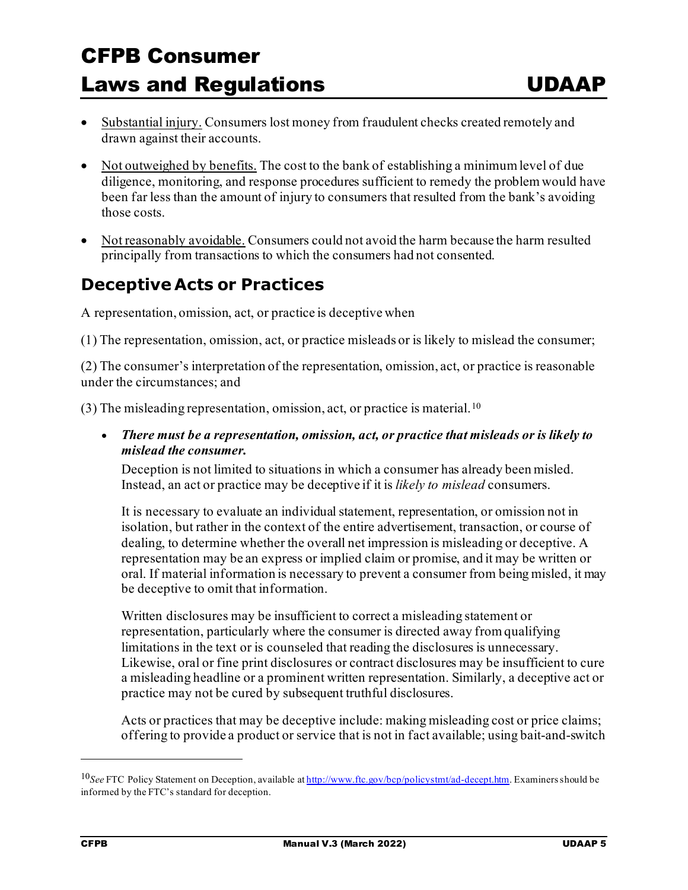- Substantial injury. Consumers lost money from fraudulent checks created remotely and drawn against their accounts.

- Not outweighed by benefits. The cost to the bank of establishing a minimum level of due diligence, monitoring, and response procedures sufficient to remedy the problem would have been far less than the amount of injury to consumers that resulted from the bank's avoiding those costs.

- Not reasonably avoidable. Consumers could not avoid the harm because the harm resulted principally from transactions to which the consumers had not consented.

## Deceptive Acts or Practices

A representation, omission, act, or practice is deceptive when

(1) The representation, omission, act, or practice misleads or is likely to mislead the consumer;

(2) The consumer's interpretation of the representation, omission, act, or practice is reasonable under the circumstances; and

(3) The misleading representation, omission, act, or practice is material.[10]

- ***There must be a representation, omission, act, or practice that misleads or is likely to mislead the consumer.***

  Deception is not limited to situations in which a consumer has already been misled. Instead, an act or practice may be deceptive if it is *likely to mislead* consumers.

  It is necessary to evaluate an individual statement, representation, or omission not in isolation, but rather in the context of the entire advertisement, transaction, or course of dealing, to determine whether the overall net impression is misleading or deceptive. A representation may be an express or implied claim or promise, and it may be written or oral. If material information is necessary to prevent a consumer from being misled, it may be deceptive to omit that information.

  Written disclosures may be insufficient to correct a misleading statement or representation, particularly where the consumer is directed away from qualifying limitations in the text or is counseled that reading the disclosures is unnecessary. Likewise, oral or fine print disclosures or contract disclosures may be insufficient to cure a misleading headline or a prominent written representation. Similarly, a deceptive act or practice may not be cured by subsequent truthful disclosures.

  Acts or practices that may be deceptive include: making misleading cost or price claims; offering to provide a product or service that is not in fact available; using bait-and-switch

---

[10] *See* FTC Policy Statement on Deception, available at http://www.ftc.gov/bcp/policystmt/ad-decept.htm. Examiners should be informed by the FTC's standard for deception.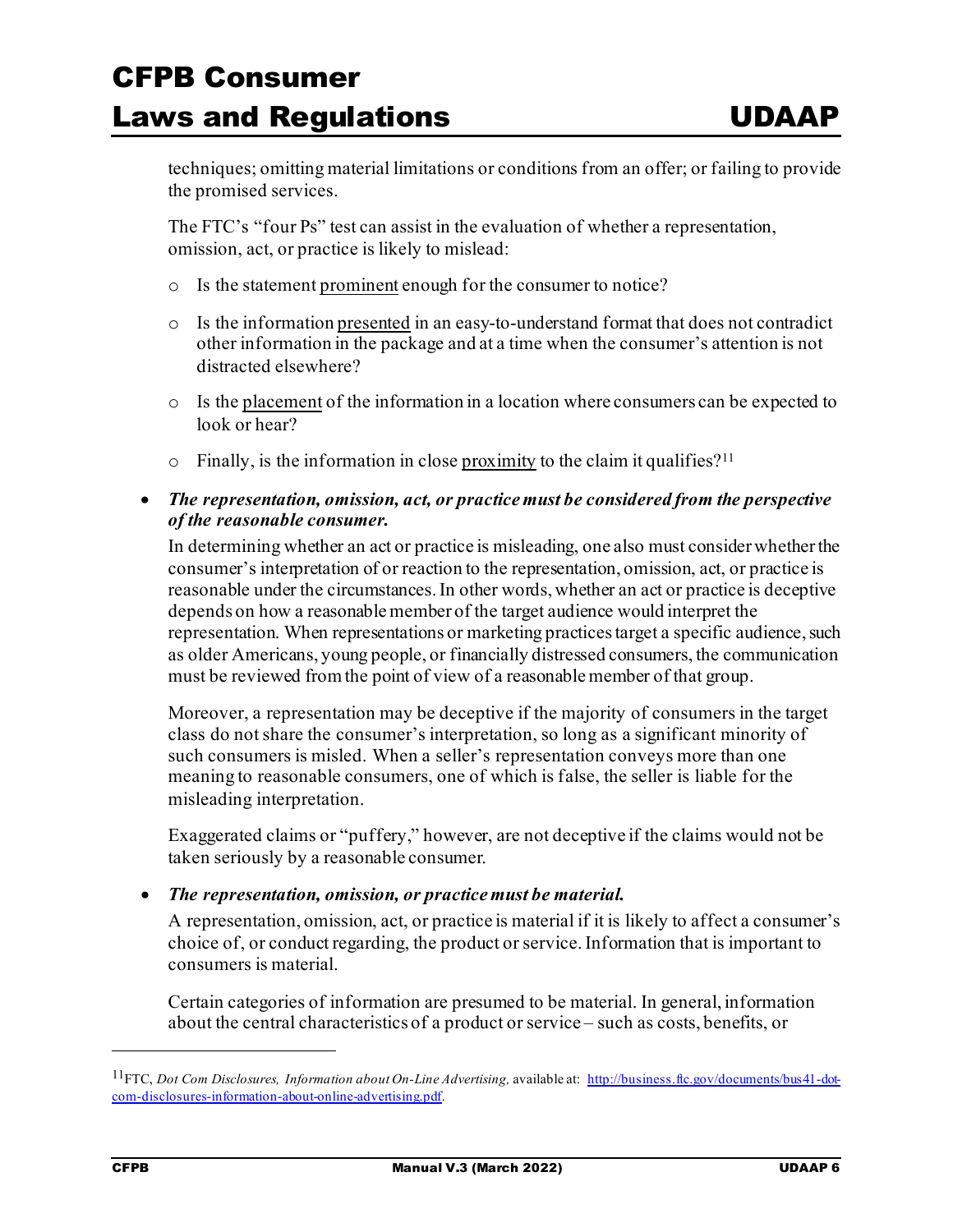techniques; omitting material limitations or conditions from an offer; or failing to provide the promised services.

The FTC's "four Ps" test can assist in the evaluation of whether a representation, omission, act, or practice is likely to mislead:

- Is the statement <u>prominent</u> enough for the consumer to notice?
- Is the information <u>presented</u> in an easy-to-understand format that does not contradict other information in the package and at a time when the consumer's attention is not distracted elsewhere?
- Is the <u>placement</u> of the information in a location where consumers can be expected to look or hear?
- Finally, is the information in close <u>proximity</u> to the claim it qualifies?[11]

- ***The representation, omission, act, or practice must be considered from the perspective of the reasonable consumer.***

  In determining whether an act or practice is misleading, one also must consider whether the consumer's interpretation of or reaction to the representation, omission, act, or practice is reasonable under the circumstances. In other words, whether an act or practice is deceptive depends on how a reasonable member of the target audience would interpret the representation. When representations or marketing practices target a specific audience, such as older Americans, young people, or financially distressed consumers, the communication must be reviewed from the point of view of a reasonable member of that group.

  Moreover, a representation may be deceptive if the majority of consumers in the target class do not share the consumer's interpretation, so long as a significant minority of such consumers is misled. When a seller's representation conveys more than one meaning to reasonable consumers, one of which is false, the seller is liable for the misleading interpretation.

  Exaggerated claims or "puffery," however, are not deceptive if the claims would not be taken seriously by a reasonable consumer.

- ***The representation, omission, or practice must be material.***

  A representation, omission, act, or practice is material if it is likely to affect a consumer's choice of, or conduct regarding, the product or service. Information that is important to consumers is material.

  Certain categories of information are presumed to be material. In general, information about the central characteristics of a product or service – such as costs, benefits, or

---

[11] FTC, *Dot Com Disclosures, Information about On-Line Advertising,* available at: http://business.ftc.gov/documents/bus41-dot-com-disclosures-information-about-online-advertising.pdf.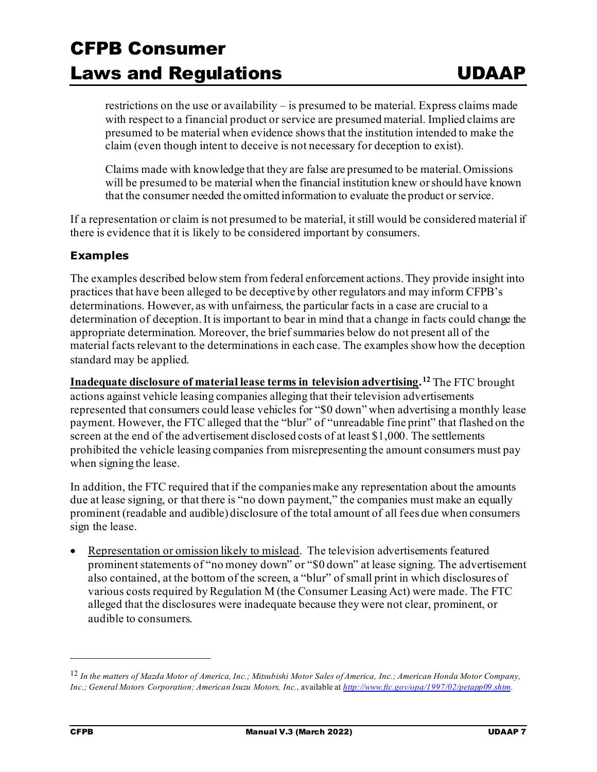restrictions on the use or availability – is presumed to be material. Express claims made with respect to a financial product or service are presumed material. Implied claims are presumed to be material when evidence shows that the institution intended to make the claim (even though intent to deceive is not necessary for deception to exist).

Claims made with knowledge that they are false are presumed to be material. Omissions will be presumed to be material when the financial institution knew or should have known that the consumer needed the omitted information to evaluate the product or service.

If a representation or claim is not presumed to be material, it still would be considered material if there is evidence that it is likely to be considered important by consumers.

### Examples

The examples described below stem from federal enforcement actions. They provide insight into practices that have been alleged to be deceptive by other regulators and may inform CFPB's determinations. However, as with unfairness, the particular facts in a case are crucial to a determination of deception. It is important to bear in mind that a change in facts could change the appropriate determination. Moreover, the brief summaries below do not present all of the material facts relevant to the determinations in each case. The examples show how the deception standard may be applied.

**Inadequate disclosure of material lease terms in television advertising.**[12] The FTC brought actions against vehicle leasing companies alleging that their television advertisements represented that consumers could lease vehicles for "$0 down" when advertising a monthly lease payment. However, the FTC alleged that the "blur" of "unreadable fine print" that flashed on the screen at the end of the advertisement disclosed costs of at least $1,000. The settlements prohibited the vehicle leasing companies from misrepresenting the amount consumers must pay when signing the lease.

In addition, the FTC required that if the companies make any representation about the amounts due at lease signing, or that there is "no down payment," the companies must make an equally prominent (readable and audible) disclosure of the total amount of all fees due when consumers sign the lease.

- Representation or omission likely to mislead. The television advertisements featured prominent statements of "no money down" or "$0 down" at lease signing. The advertisement also contained, at the bottom of the screen, a "blur" of small print in which disclosures of various costs required by Regulation M (the Consumer Leasing Act) were made. The FTC alleged that the disclosures were inadequate because they were not clear, prominent, or audible to consumers.

---

[12] *In the matters of Mazda Motor of America, Inc.; Mitsubishi Motor Sales of America, Inc.; American Honda Motor Company, Inc.; General Motors Corporation; American Isuzu Motors, Inc.,* available at *http://www.ftc.gov/opa/1997/02/petapp09.shtm*.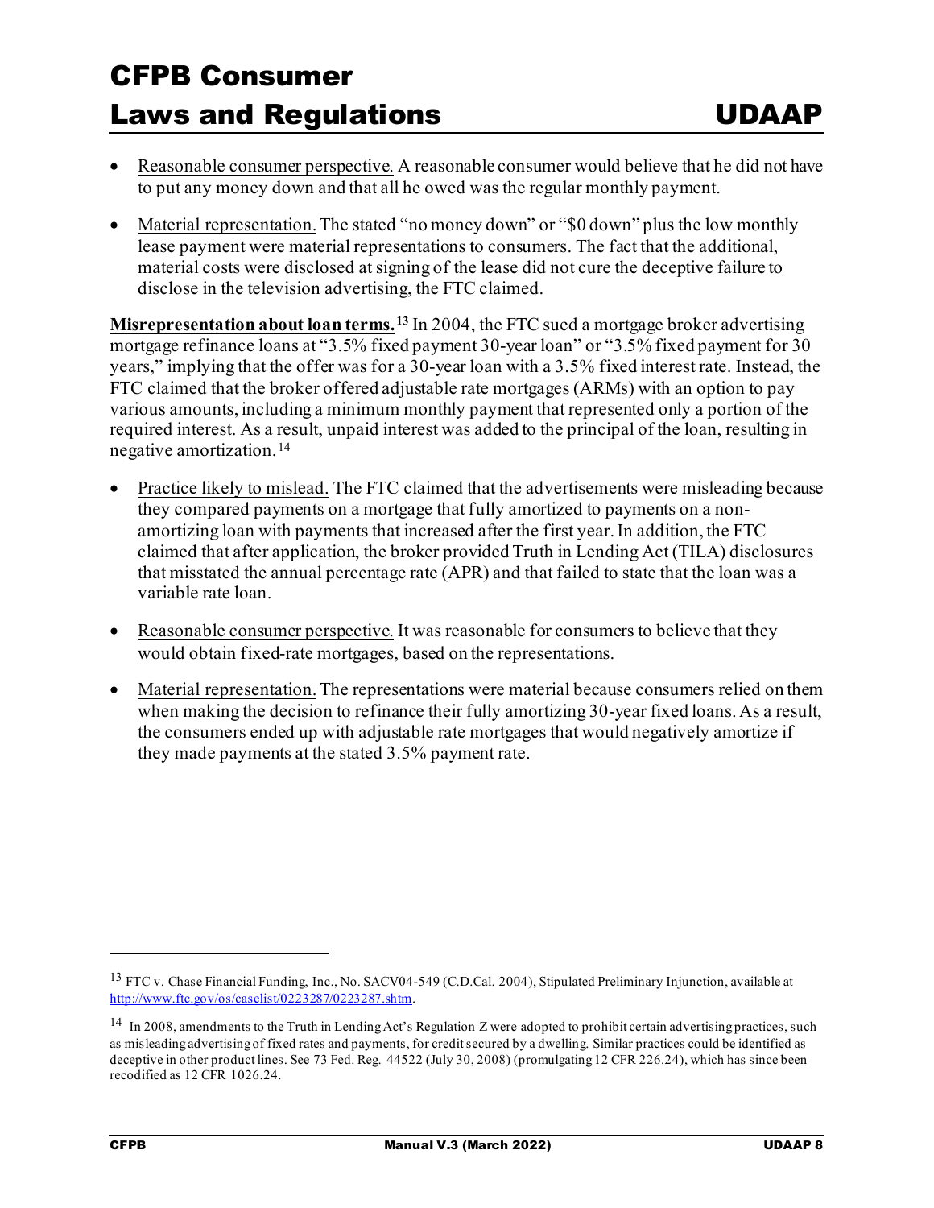- Reasonable consumer perspective. A reasonable consumer would believe that he did not have to put any money down and that all he owed was the regular monthly payment.

- Material representation. The stated "no money down" or "$0 down" plus the low monthly lease payment were material representations to consumers. The fact that the additional, material costs were disclosed at signing of the lease did not cure the deceptive failure to disclose in the television advertising, the FTC claimed.

**Misrepresentation about loan terms.**[13] In 2004, the FTC sued a mortgage broker advertising mortgage refinance loans at "3.5% fixed payment 30-year loan" or "3.5% fixed payment for 30 years," implying that the offer was for a 30-year loan with a 3.5% fixed interest rate. Instead, the FTC claimed that the broker offered adjustable rate mortgages (ARMs) with an option to pay various amounts, including a minimum monthly payment that represented only a portion of the required interest. As a result, unpaid interest was added to the principal of the loan, resulting in negative amortization.[14]

- Practice likely to mislead. The FTC claimed that the advertisements were misleading because they compared payments on a mortgage that fully amortized to payments on a non-amortizing loan with payments that increased after the first year. In addition, the FTC claimed that after application, the broker provided Truth in Lending Act (TILA) disclosures that misstated the annual percentage rate (APR) and that failed to state that the loan was a variable rate loan.

- Reasonable consumer perspective. It was reasonable for consumers to believe that they would obtain fixed-rate mortgages, based on the representations.

- Material representation. The representations were material because consumers relied on them when making the decision to refinance their fully amortizing 30-year fixed loans. As a result, the consumers ended up with adjustable rate mortgages that would negatively amortize if they made payments at the stated 3.5% payment rate.

---

[13] FTC v. Chase Financial Funding, Inc., No. SACV04-549 (C.D.Cal. 2004), Stipulated Preliminary Injunction, available at http://www.ftc.gov/os/caselist/0223287/0223287.shtm.

[14] In 2008, amendments to the Truth in Lending Act's Regulation Z were adopted to prohibit certain advertising practices, such as misleading advertising of fixed rates and payments, for credit secured by a dwelling. Similar practices could be identified as deceptive in other product lines. See 73 Fed. Reg. 44522 (July 30, 2008) (promulgating 12 CFR 226.24), which has since been recodified as 12 CFR 1026.24.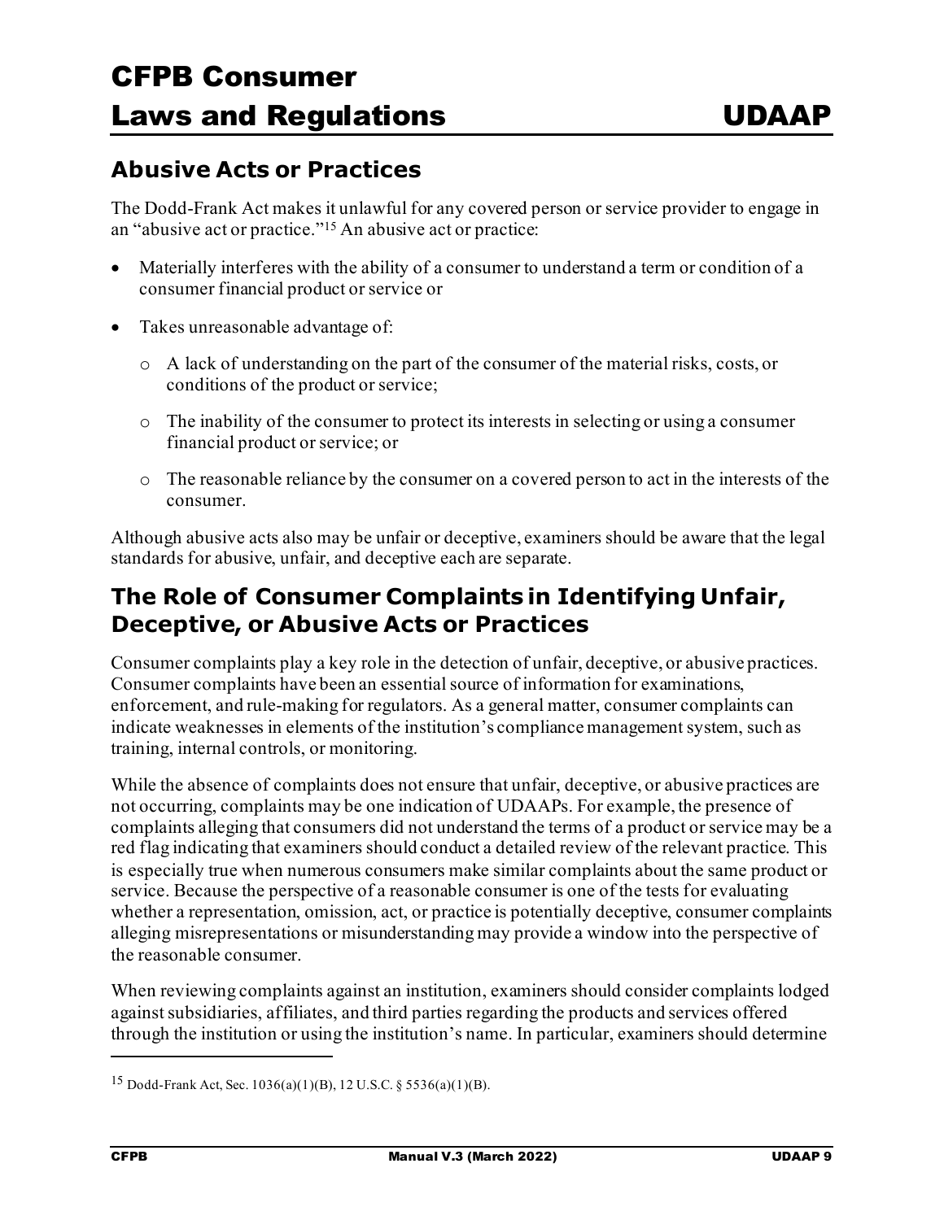## Abusive Acts or Practices

The Dodd-Frank Act makes it unlawful for any covered person or service provider to engage in an "abusive act or practice."[15] An abusive act or practice:

- Materially interferes with the ability of a consumer to understand a term or condition of a consumer financial product or service or
- Takes unreasonable advantage of:
  - A lack of understanding on the part of the consumer of the material risks, costs, or conditions of the product or service;
  - The inability of the consumer to protect its interests in selecting or using a consumer financial product or service; or
  - The reasonable reliance by the consumer on a covered person to act in the interests of the consumer.

Although abusive acts also may be unfair or deceptive, examiners should be aware that the legal standards for abusive, unfair, and deceptive each are separate.

## The Role of Consumer Complaints in Identifying Unfair, Deceptive, or Abusive Acts or Practices

Consumer complaints play a key role in the detection of unfair, deceptive, or abusive practices. Consumer complaints have been an essential source of information for examinations, enforcement, and rule-making for regulators. As a general matter, consumer complaints can indicate weaknesses in elements of the institution's compliance management system, such as training, internal controls, or monitoring.

While the absence of complaints does not ensure that unfair, deceptive, or abusive practices are not occurring, complaints may be one indication of UDAAPs. For example, the presence of complaints alleging that consumers did not understand the terms of a product or service may be a red flag indicating that examiners should conduct a detailed review of the relevant practice. This is especially true when numerous consumers make similar complaints about the same product or service. Because the perspective of a reasonable consumer is one of the tests for evaluating whether a representation, omission, act, or practice is potentially deceptive, consumer complaints alleging misrepresentations or misunderstanding may provide a window into the perspective of the reasonable consumer.

When reviewing complaints against an institution, examiners should consider complaints lodged against subsidiaries, affiliates, and third parties regarding the products and services offered through the institution or using the institution's name. In particular, examiners should determine

[15] Dodd-Frank Act, Sec. 1036(a)(1)(B), 12 U.S.C. § 5536(a)(1)(B).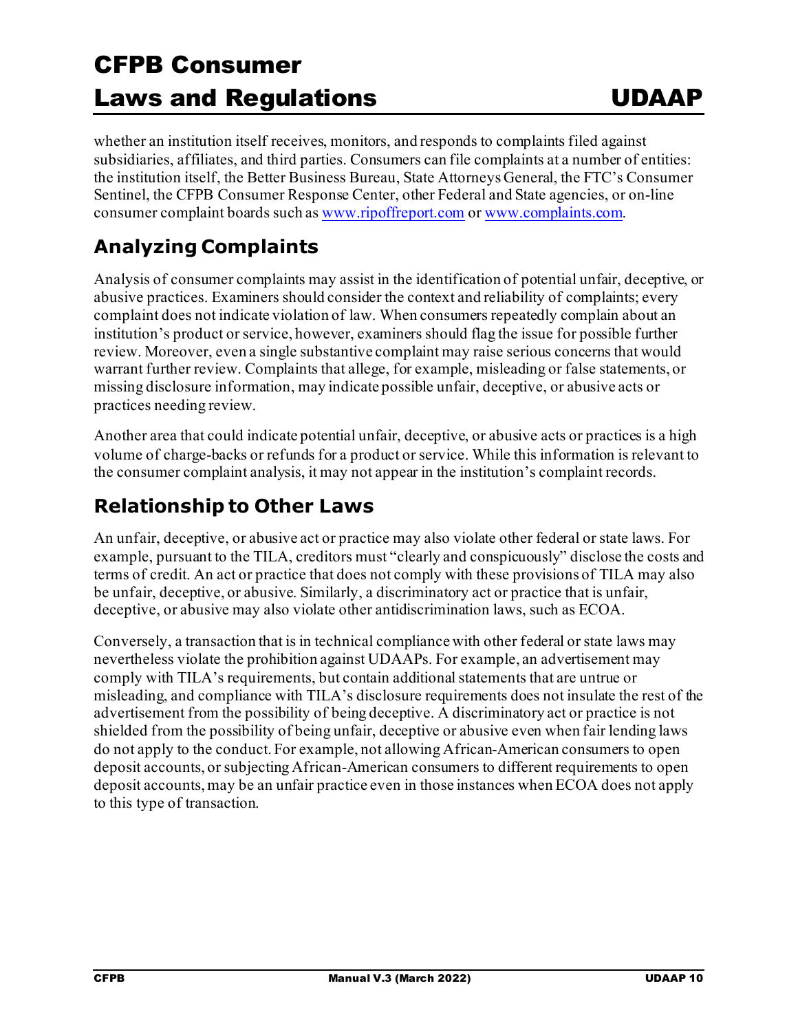whether an institution itself receives, monitors, and responds to complaints filed against subsidiaries, affiliates, and third parties. Consumers can file complaints at a number of entities: the institution itself, the Better Business Bureau, State Attorneys General, the FTC's Consumer Sentinel, the CFPB Consumer Response Center, other Federal and State agencies, or on-line consumer complaint boards such as [www.ripoffreport.com](http://www.ripoffreport.com) or [www.complaints.com](http://www.complaints.com).

## Analyzing Complaints

Analysis of consumer complaints may assist in the identification of potential unfair, deceptive, or abusive practices. Examiners should consider the context and reliability of complaints; every complaint does not indicate violation of law. When consumers repeatedly complain about an institution's product or service, however, examiners should flag the issue for possible further review. Moreover, even a single substantive complaint may raise serious concerns that would warrant further review. Complaints that allege, for example, misleading or false statements, or missing disclosure information, may indicate possible unfair, deceptive, or abusive acts or practices needing review.

Another area that could indicate potential unfair, deceptive, or abusive acts or practices is a high volume of charge-backs or refunds for a product or service. While this information is relevant to the consumer complaint analysis, it may not appear in the institution's complaint records.

## Relationship to Other Laws

An unfair, deceptive, or abusive act or practice may also violate other federal or state laws. For example, pursuant to the TILA, creditors must "clearly and conspicuously" disclose the costs and terms of credit. An act or practice that does not comply with these provisions of TILA may also be unfair, deceptive, or abusive. Similarly, a discriminatory act or practice that is unfair, deceptive, or abusive may also violate other antidiscrimination laws, such as ECOA.

Conversely, a transaction that is in technical compliance with other federal or state laws may nevertheless violate the prohibition against UDAAPs. For example, an advertisement may comply with TILA's requirements, but contain additional statements that are untrue or misleading, and compliance with TILA's disclosure requirements does not insulate the rest of the advertisement from the possibility of being deceptive. A discriminatory act or practice is not shielded from the possibility of being unfair, deceptive or abusive even when fair lending laws do not apply to the conduct. For example, not allowing African-American consumers to open deposit accounts, or subjecting African-American consumers to different requirements to open deposit accounts, may be an unfair practice even in those instances when ECOA does not apply to this type of transaction.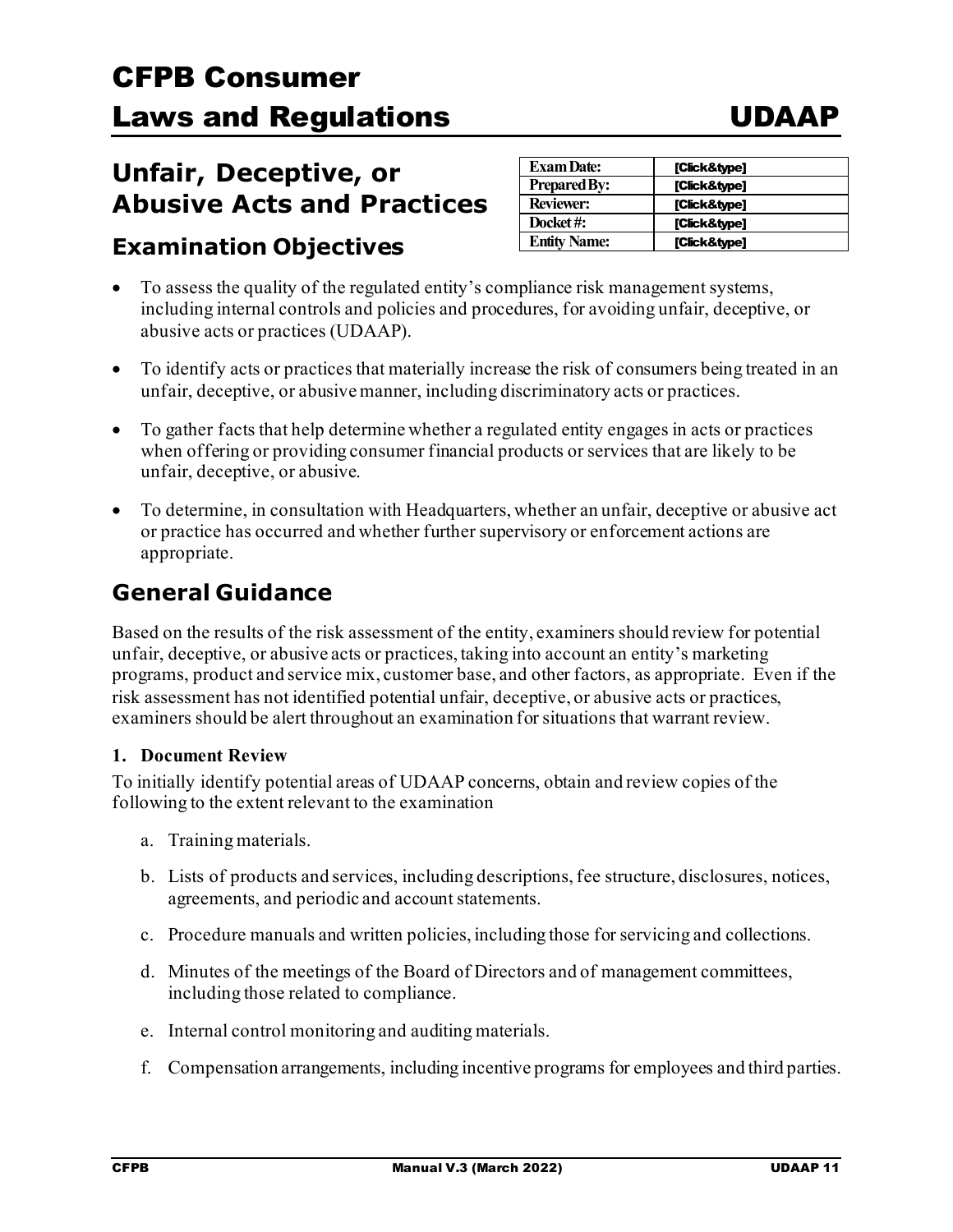# CFPB Consumer Laws and Regulations — UDAAP

## Unfair, Deceptive, or Abusive Acts and Practices

| Exam Date: | [Click&type] |
| --- | --- |
| Prepared By: | [Click&type] |
| Reviewer: | [Click&type] |
| Docket #: | [Click&type] |
| Entity Name: | [Click&type] |

### Examination Objectives

- To assess the quality of the regulated entity's compliance risk management systems, including internal controls and policies and procedures, for avoiding unfair, deceptive, or abusive acts or practices (UDAAP).
- To identify acts or practices that materially increase the risk of consumers being treated in an unfair, deceptive, or abusive manner, including discriminatory acts or practices.
- To gather facts that help determine whether a regulated entity engages in acts or practices when offering or providing consumer financial products or services that are likely to be unfair, deceptive, or abusive.
- To determine, in consultation with Headquarters, whether an unfair, deceptive or abusive act or practice has occurred and whether further supervisory or enforcement actions are appropriate.

## General Guidance

Based on the results of the risk assessment of the entity, examiners should review for potential unfair, deceptive, or abusive acts or practices, taking into account an entity's marketing programs, product and service mix, customer base, and other factors, as appropriate. Even if the risk assessment has not identified potential unfair, deceptive, or abusive acts or practices, examiners should be alert throughout an examination for situations that warrant review.

**1. Document Review**

To initially identify potential areas of UDAAP concerns, obtain and review copies of the following to the extent relevant to the examination

a. Training materials.

b. Lists of products and services, including descriptions, fee structure, disclosures, notices, agreements, and periodic and account statements.

c. Procedure manuals and written policies, including those for servicing and collections.

d. Minutes of the meetings of the Board of Directors and of management committees, including those related to compliance.

e. Internal control monitoring and auditing materials.

f. Compensation arrangements, including incentive programs for employees and third parties.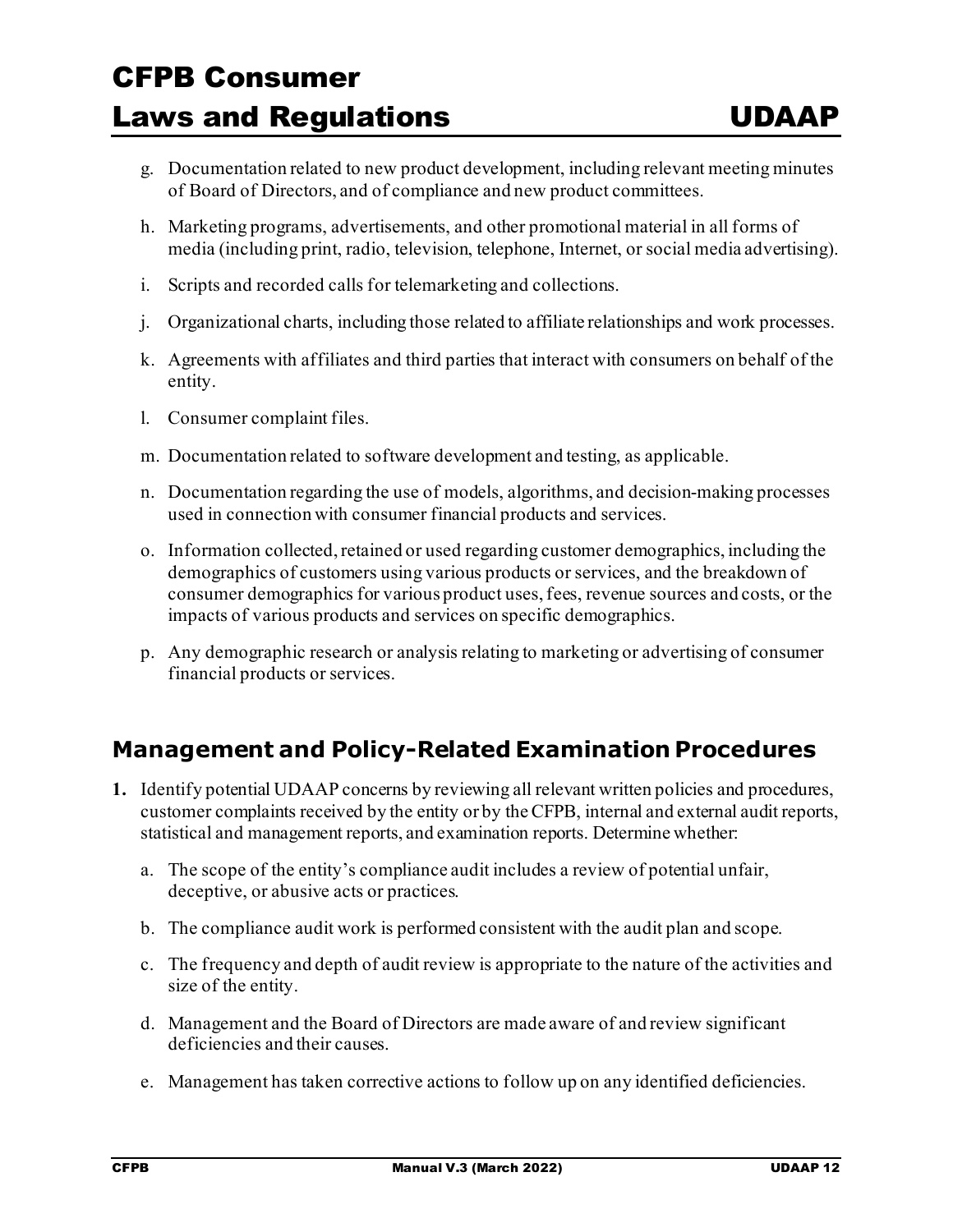g. Documentation related to new product development, including relevant meeting minutes of Board of Directors, and of compliance and new product committees.

h. Marketing programs, advertisements, and other promotional material in all forms of media (including print, radio, television, telephone, Internet, or social media advertising).

i. Scripts and recorded calls for telemarketing and collections.

j. Organizational charts, including those related to affiliate relationships and work processes.

k. Agreements with affiliates and third parties that interact with consumers on behalf of the entity.

l. Consumer complaint files.

m. Documentation related to software development and testing, as applicable.

n. Documentation regarding the use of models, algorithms, and decision-making processes used in connection with consumer financial products and services.

o. Information collected, retained or used regarding customer demographics, including the demographics of customers using various products or services, and the breakdown of consumer demographics for various product uses, fees, revenue sources and costs, or the impacts of various products and services on specific demographics.

p. Any demographic research or analysis relating to marketing or advertising of consumer financial products or services.

## Management and Policy-Related Examination Procedures

**1.** Identify potential UDAAP concerns by reviewing all relevant written policies and procedures, customer complaints received by the entity or by the CFPB, internal and external audit reports, statistical and management reports, and examination reports. Determine whether:

a. The scope of the entity's compliance audit includes a review of potential unfair, deceptive, or abusive acts or practices.

b. The compliance audit work is performed consistent with the audit plan and scope.

c. The frequency and depth of audit review is appropriate to the nature of the activities and size of the entity.

d. Management and the Board of Directors are made aware of and review significant deficiencies and their causes.

e. Management has taken corrective actions to follow up on any identified deficiencies.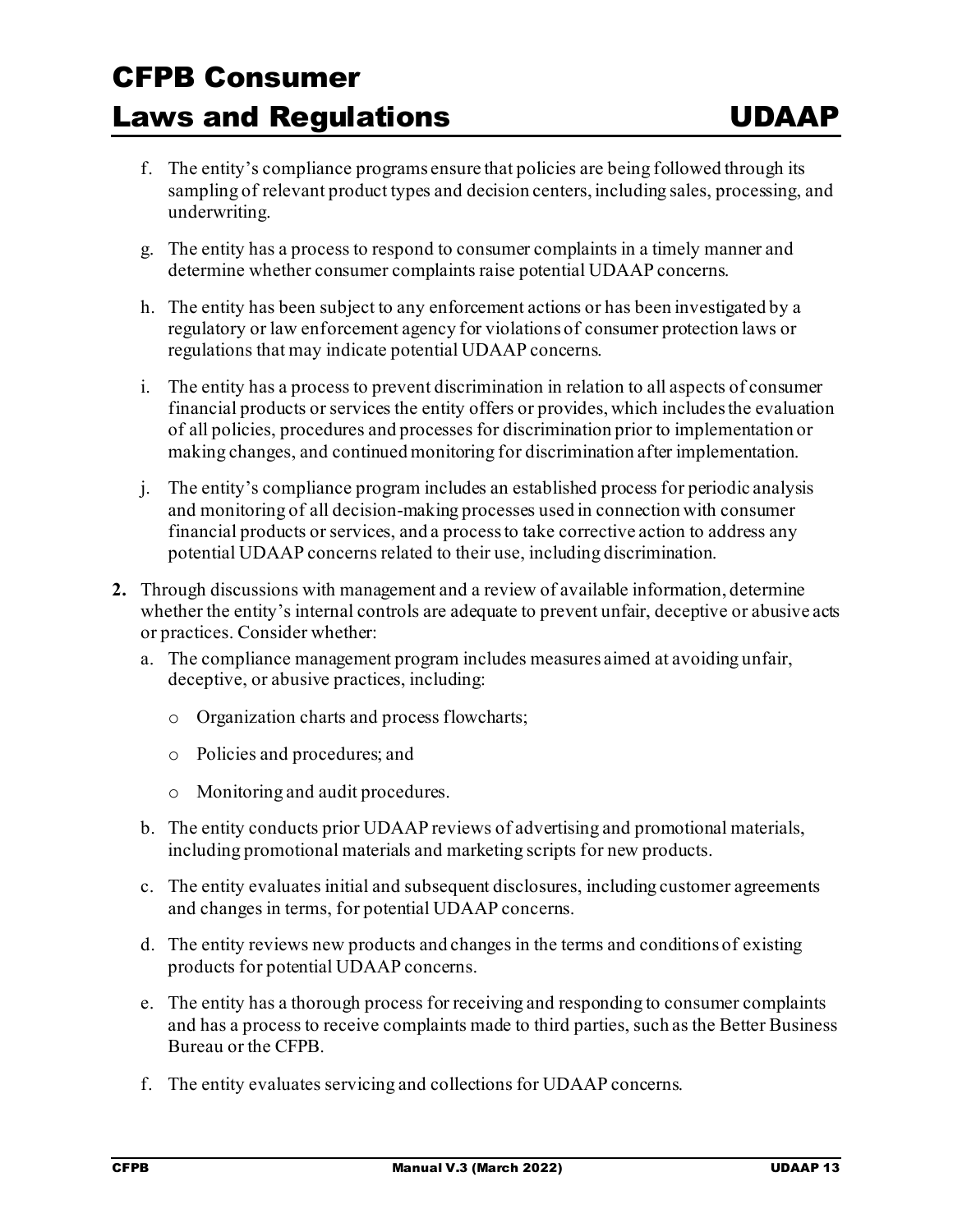f. The entity's compliance programs ensure that policies are being followed through its sampling of relevant product types and decision centers, including sales, processing, and underwriting.

g. The entity has a process to respond to consumer complaints in a timely manner and determine whether consumer complaints raise potential UDAAP concerns.

h. The entity has been subject to any enforcement actions or has been investigated by a regulatory or law enforcement agency for violations of consumer protection laws or regulations that may indicate potential UDAAP concerns.

i. The entity has a process to prevent discrimination in relation to all aspects of consumer financial products or services the entity offers or provides, which includes the evaluation of all policies, procedures and processes for discrimination prior to implementation or making changes, and continued monitoring for discrimination after implementation.

j. The entity's compliance program includes an established process for periodic analysis and monitoring of all decision-making processes used in connection with consumer financial products or services, and a process to take corrective action to address any potential UDAAP concerns related to their use, including discrimination.

**2.** Through discussions with management and a review of available information, determine whether the entity's internal controls are adequate to prevent unfair, deceptive or abusive acts or practices. Consider whether:

a. The compliance management program includes measures aimed at avoiding unfair, deceptive, or abusive practices, including:

- Organization charts and process flowcharts;
- Policies and procedures; and
- Monitoring and audit procedures.

b. The entity conducts prior UDAAP reviews of advertising and promotional materials, including promotional materials and marketing scripts for new products.

c. The entity evaluates initial and subsequent disclosures, including customer agreements and changes in terms, for potential UDAAP concerns.

d. The entity reviews new products and changes in the terms and conditions of existing products for potential UDAAP concerns.

e. The entity has a thorough process for receiving and responding to consumer complaints and has a process to receive complaints made to third parties, such as the Better Business Bureau or the CFPB.

f. The entity evaluates servicing and collections for UDAAP concerns.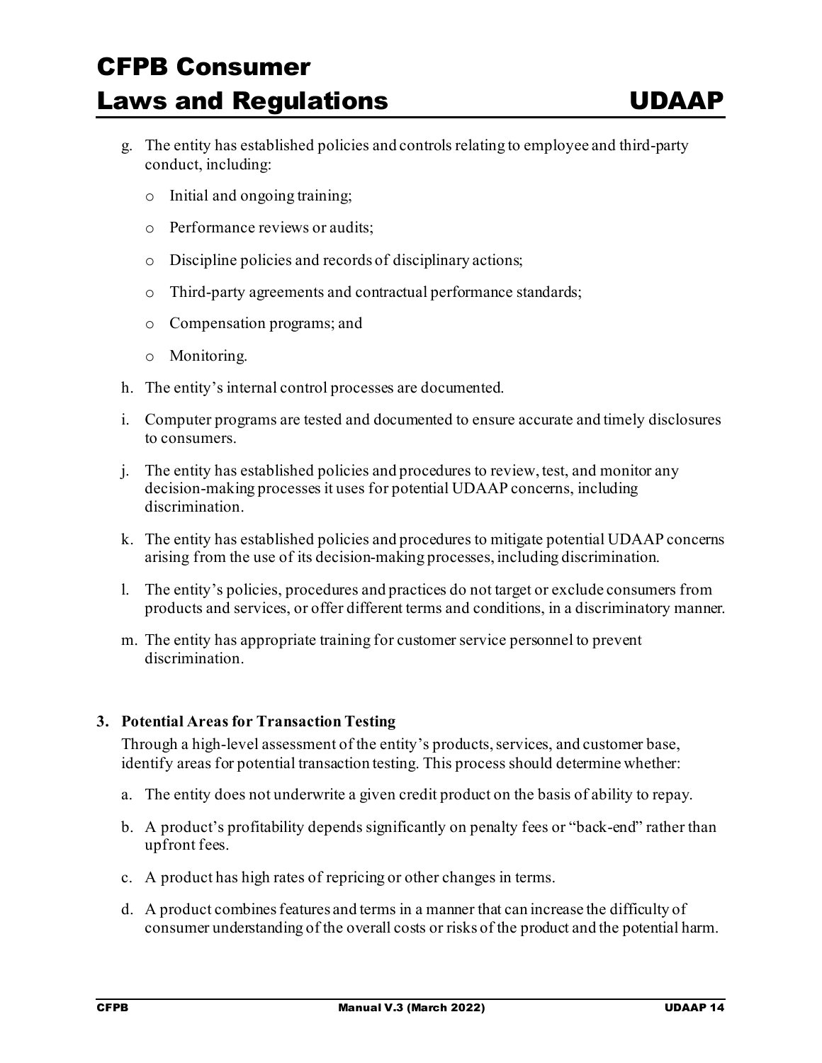g. The entity has established policies and controls relating to employee and third-party conduct, including:

   - Initial and ongoing training;
   - Performance reviews or audits;
   - Discipline policies and records of disciplinary actions;
   - Third-party agreements and contractual performance standards;
   - Compensation programs; and
   - Monitoring.

h. The entity's internal control processes are documented.

i. Computer programs are tested and documented to ensure accurate and timely disclosures to consumers.

j. The entity has established policies and procedures to review, test, and monitor any decision-making processes it uses for potential UDAAP concerns, including discrimination.

k. The entity has established policies and procedures to mitigate potential UDAAP concerns arising from the use of its decision-making processes, including discrimination.

l. The entity's policies, procedures and practices do not target or exclude consumers from products and services, or offer different terms and conditions, in a discriminatory manner.

m. The entity has appropriate training for customer service personnel to prevent discrimination.

**3. Potential Areas for Transaction Testing**

Through a high-level assessment of the entity's products, services, and customer base, identify areas for potential transaction testing. This process should determine whether:

a. The entity does not underwrite a given credit product on the basis of ability to repay.

b. A product's profitability depends significantly on penalty fees or "back-end" rather than upfront fees.

c. A product has high rates of repricing or other changes in terms.

d. A product combines features and terms in a manner that can increase the difficulty of consumer understanding of the overall costs or risks of the product and the potential harm.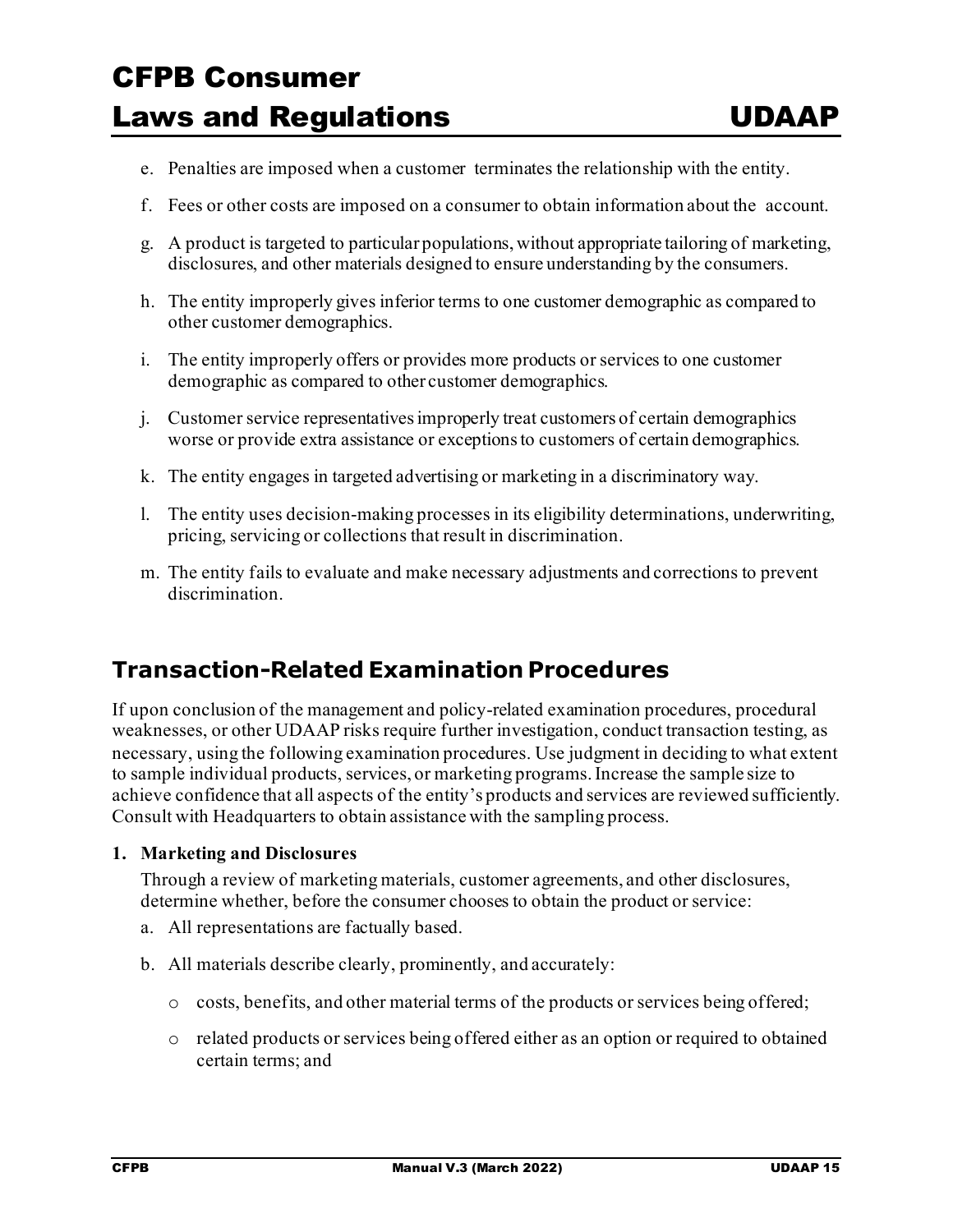e. Penalties are imposed when a customer terminates the relationship with the entity.

f. Fees or other costs are imposed on a consumer to obtain information about the account.

g. A product is targeted to particular populations, without appropriate tailoring of marketing, disclosures, and other materials designed to ensure understanding by the consumers.

h. The entity improperly gives inferior terms to one customer demographic as compared to other customer demographics.

i. The entity improperly offers or provides more products or services to one customer demographic as compared to other customer demographics.

j. Customer service representatives improperly treat customers of certain demographics worse or provide extra assistance or exceptions to customers of certain demographics.

k. The entity engages in targeted advertising or marketing in a discriminatory way.

l. The entity uses decision-making processes in its eligibility determinations, underwriting, pricing, servicing or collections that result in discrimination.

m. The entity fails to evaluate and make necessary adjustments and corrections to prevent discrimination.

## Transaction-Related Examination Procedures

If upon conclusion of the management and policy-related examination procedures, procedural weaknesses, or other UDAAP risks require further investigation, conduct transaction testing, as necessary, using the following examination procedures. Use judgment in deciding to what extent to sample individual products, services, or marketing programs. Increase the sample size to achieve confidence that all aspects of the entity's products and services are reviewed sufficiently. Consult with Headquarters to obtain assistance with the sampling process.

**1. Marketing and Disclosures**

Through a review of marketing materials, customer agreements, and other disclosures, determine whether, before the consumer chooses to obtain the product or service:

a. All representations are factually based.

b. All materials describe clearly, prominently, and accurately:

- costs, benefits, and other material terms of the products or services being offered;
- related products or services being offered either as an option or required to obtained certain terms; and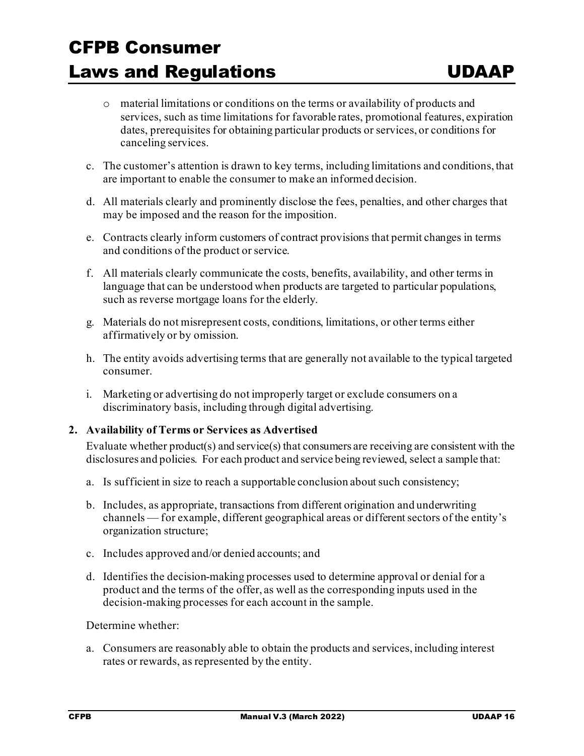- material limitations or conditions on the terms or availability of products and services, such as time limitations for favorable rates, promotional features, expiration dates, prerequisites for obtaining particular products or services, or conditions for canceling services.

c. The customer's attention is drawn to key terms, including limitations and conditions, that are important to enable the consumer to make an informed decision.

d. All materials clearly and prominently disclose the fees, penalties, and other charges that may be imposed and the reason for the imposition.

e. Contracts clearly inform customers of contract provisions that permit changes in terms and conditions of the product or service.

f. All materials clearly communicate the costs, benefits, availability, and other terms in language that can be understood when products are targeted to particular populations, such as reverse mortgage loans for the elderly.

g. Materials do not misrepresent costs, conditions, limitations, or other terms either affirmatively or by omission.

h. The entity avoids advertising terms that are generally not available to the typical targeted consumer.

i. Marketing or advertising do not improperly target or exclude consumers on a discriminatory basis, including through digital advertising.

**2. Availability of Terms or Services as Advertised**

Evaluate whether product(s) and service(s) that consumers are receiving are consistent with the disclosures and policies. For each product and service being reviewed, select a sample that:

a. Is sufficient in size to reach a supportable conclusion about such consistency;

b. Includes, as appropriate, transactions from different origination and underwriting channels — for example, different geographical areas or different sectors of the entity's organization structure;

c. Includes approved and/or denied accounts; and

d. Identifies the decision-making processes used to determine approval or denial for a product and the terms of the offer, as well as the corresponding inputs used in the decision-making processes for each account in the sample.

Determine whether:

a. Consumers are reasonably able to obtain the products and services, including interest rates or rewards, as represented by the entity.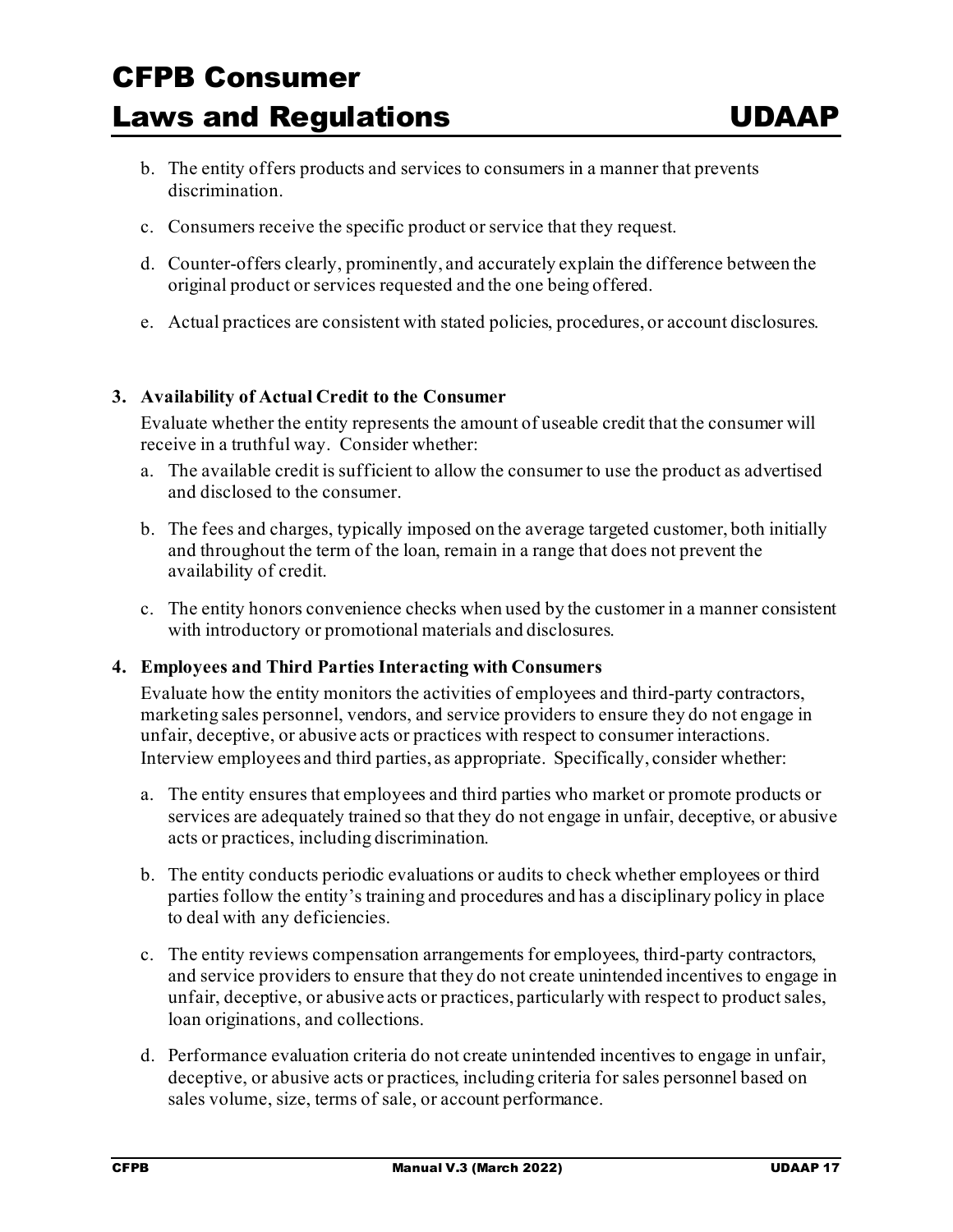b. The entity offers products and services to consumers in a manner that prevents discrimination.

c. Consumers receive the specific product or service that they request.

d. Counter-offers clearly, prominently, and accurately explain the difference between the original product or services requested and the one being offered.

e. Actual practices are consistent with stated policies, procedures, or account disclosures.

**3. Availability of Actual Credit to the Consumer**

Evaluate whether the entity represents the amount of useable credit that the consumer will receive in a truthful way. Consider whether:

a. The available credit is sufficient to allow the consumer to use the product as advertised and disclosed to the consumer.

b. The fees and charges, typically imposed on the average targeted customer, both initially and throughout the term of the loan, remain in a range that does not prevent the availability of credit.

c. The entity honors convenience checks when used by the customer in a manner consistent with introductory or promotional materials and disclosures.

**4. Employees and Third Parties Interacting with Consumers**

Evaluate how the entity monitors the activities of employees and third-party contractors, marketing sales personnel, vendors, and service providers to ensure they do not engage in unfair, deceptive, or abusive acts or practices with respect to consumer interactions. Interview employees and third parties, as appropriate. Specifically, consider whether:

a. The entity ensures that employees and third parties who market or promote products or services are adequately trained so that they do not engage in unfair, deceptive, or abusive acts or practices, including discrimination.

b. The entity conducts periodic evaluations or audits to check whether employees or third parties follow the entity's training and procedures and has a disciplinary policy in place to deal with any deficiencies.

c. The entity reviews compensation arrangements for employees, third-party contractors, and service providers to ensure that they do not create unintended incentives to engage in unfair, deceptive, or abusive acts or practices, particularly with respect to product sales, loan originations, and collections.

d. Performance evaluation criteria do not create unintended incentives to engage in unfair, deceptive, or abusive acts or practices, including criteria for sales personnel based on sales volume, size, terms of sale, or account performance.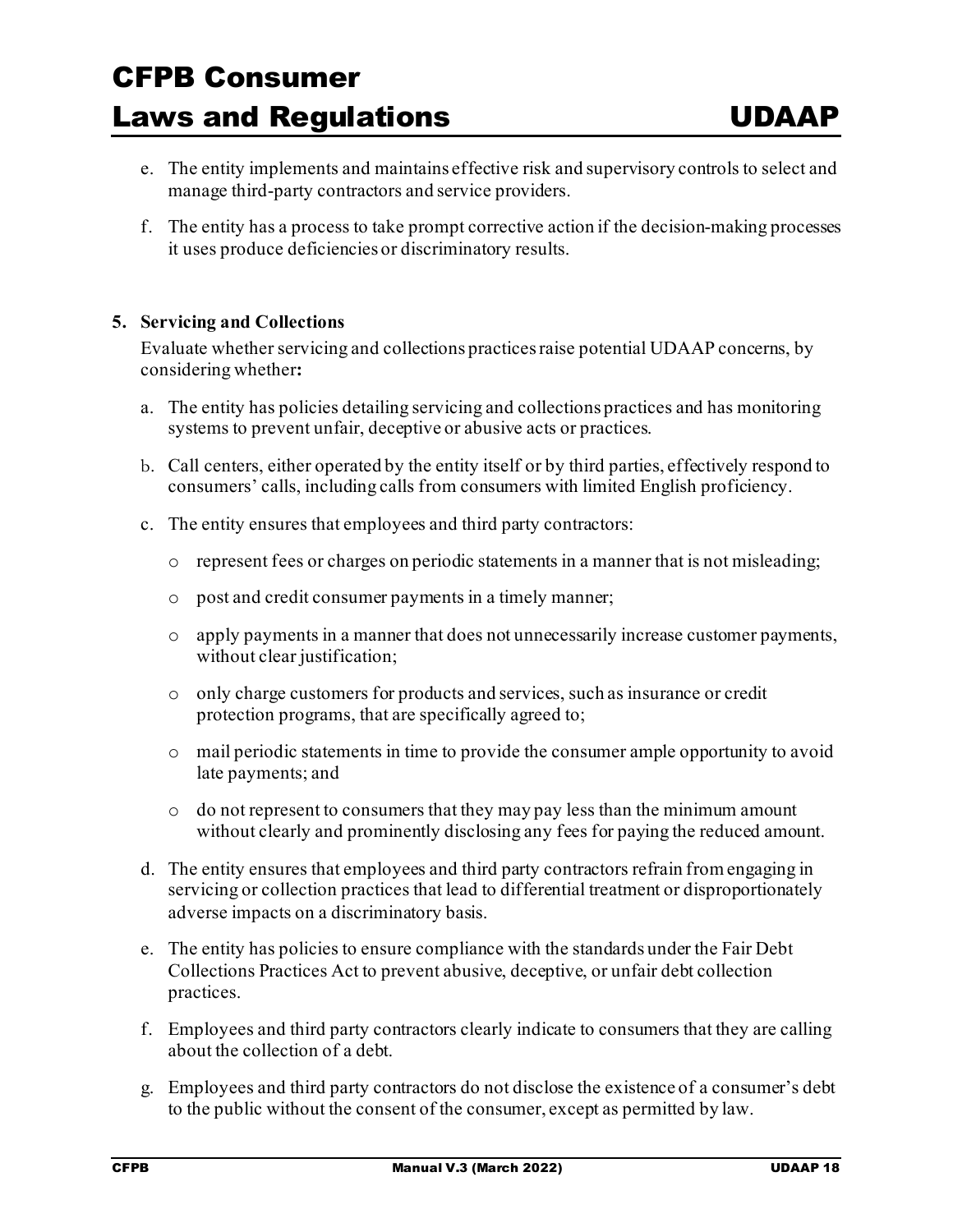e. The entity implements and maintains effective risk and supervisory controls to select and manage third-party contractors and service providers.

f. The entity has a process to take prompt corrective action if the decision-making processes it uses produce deficiencies or discriminatory results.

**5. Servicing and Collections**

Evaluate whether servicing and collections practices raise potential UDAAP concerns, by considering whether**:**

a. The entity has policies detailing servicing and collections practices and has monitoring systems to prevent unfair, deceptive or abusive acts or practices.

b. Call centers, either operated by the entity itself or by third parties, effectively respond to consumers' calls, including calls from consumers with limited English proficiency.

c. The entity ensures that employees and third party contractors:

- represent fees or charges on periodic statements in a manner that is not misleading;
- post and credit consumer payments in a timely manner;
- apply payments in a manner that does not unnecessarily increase customer payments, without clear justification;
- only charge customers for products and services, such as insurance or credit protection programs, that are specifically agreed to;
- mail periodic statements in time to provide the consumer ample opportunity to avoid late payments; and
- do not represent to consumers that they may pay less than the minimum amount without clearly and prominently disclosing any fees for paying the reduced amount.

d. The entity ensures that employees and third party contractors refrain from engaging in servicing or collection practices that lead to differential treatment or disproportionately adverse impacts on a discriminatory basis.

e. The entity has policies to ensure compliance with the standards under the Fair Debt Collections Practices Act to prevent abusive, deceptive, or unfair debt collection practices.

f. Employees and third party contractors clearly indicate to consumers that they are calling about the collection of a debt.

g. Employees and third party contractors do not disclose the existence of a consumer's debt to the public without the consent of the consumer, except as permitted by law.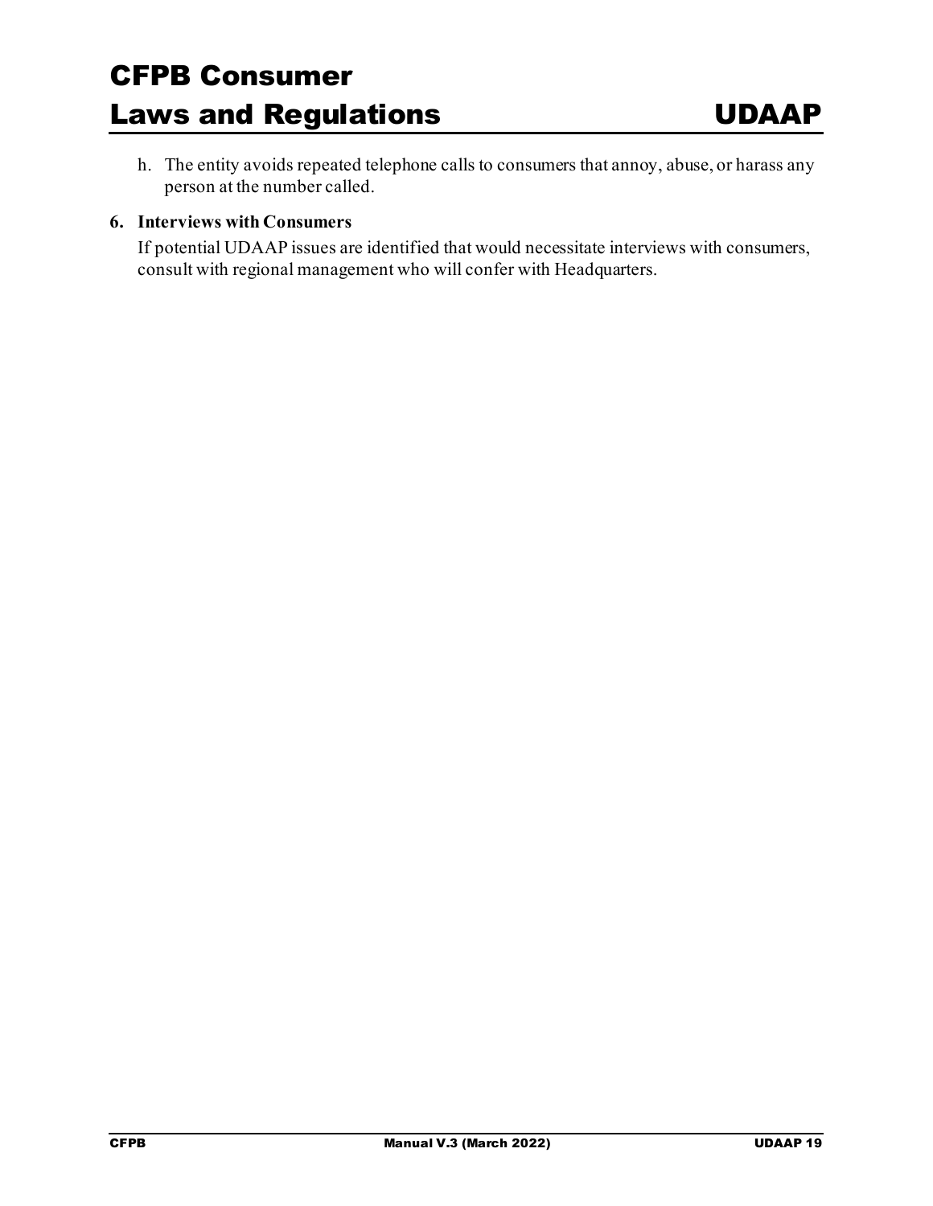h. The entity avoids repeated telephone calls to consumers that annoy, abuse, or harass any person at the number called.

**6. Interviews with Consumers**

If potential UDAAP issues are identified that would necessitate interviews with consumers, consult with regional management who will confer with Headquarters.